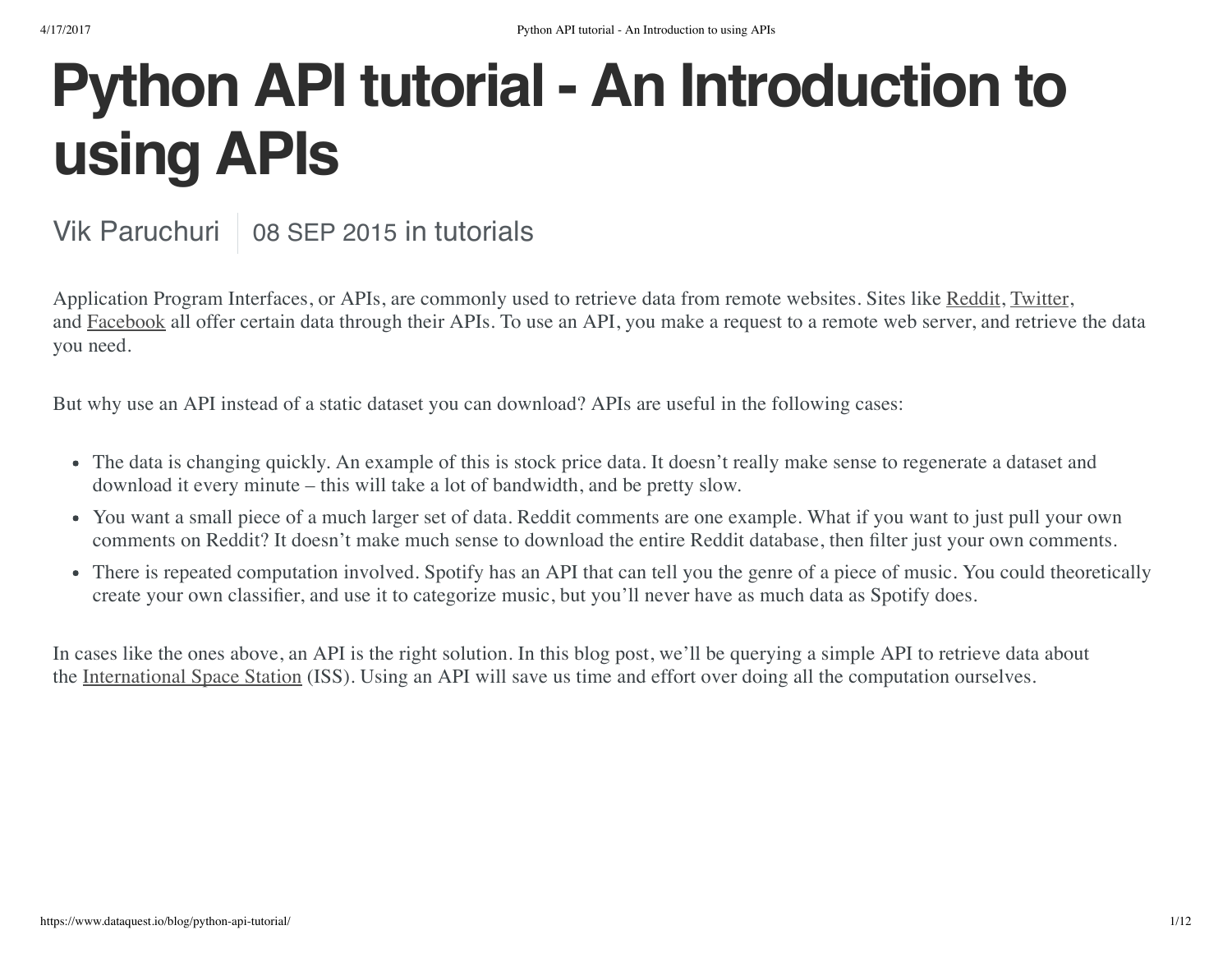# Python API tutorial - An Introduction to using APIs

Vik Paruchuri | 08 SEP 2015 in tutorials

Application Program Interfaces, or APIs, are commonly used to retrieve data from remote websites. Sites like Reddit, Twitter, and Facebook all offer certain data through their APIs. To use an API, you make a request to a remote web server, and retrieve the data you need.

But why use an API instead of a static dataset you can download? APIs are useful in the following cases:

- The data is changing quickly. An example of this is stock price data. It doesn't really make sense to regenerate a dataset and download it every minute – this will take a lot of bandwidth, and be pretty slow.
- You want a small piece of a much larger set of data. Reddit comments are one example. What if you want to just pull your own comments on Reddit? It doesn't make much sense to download the entire Reddit database, then filter just your own comments.
- There is repeated computation involved. Spotify has an API that can tell you the genre of a piece of music. You could theoretically create your own classifier, and use it to categorize music, but you'll never have as much data as Spotify does.

In cases like the ones above, an API is the right solution. In this blog post, we'll be querying a simple API to retrieve data about the International Space Station (ISS). Using an API will save us time and effort over doing all the computation ourselves.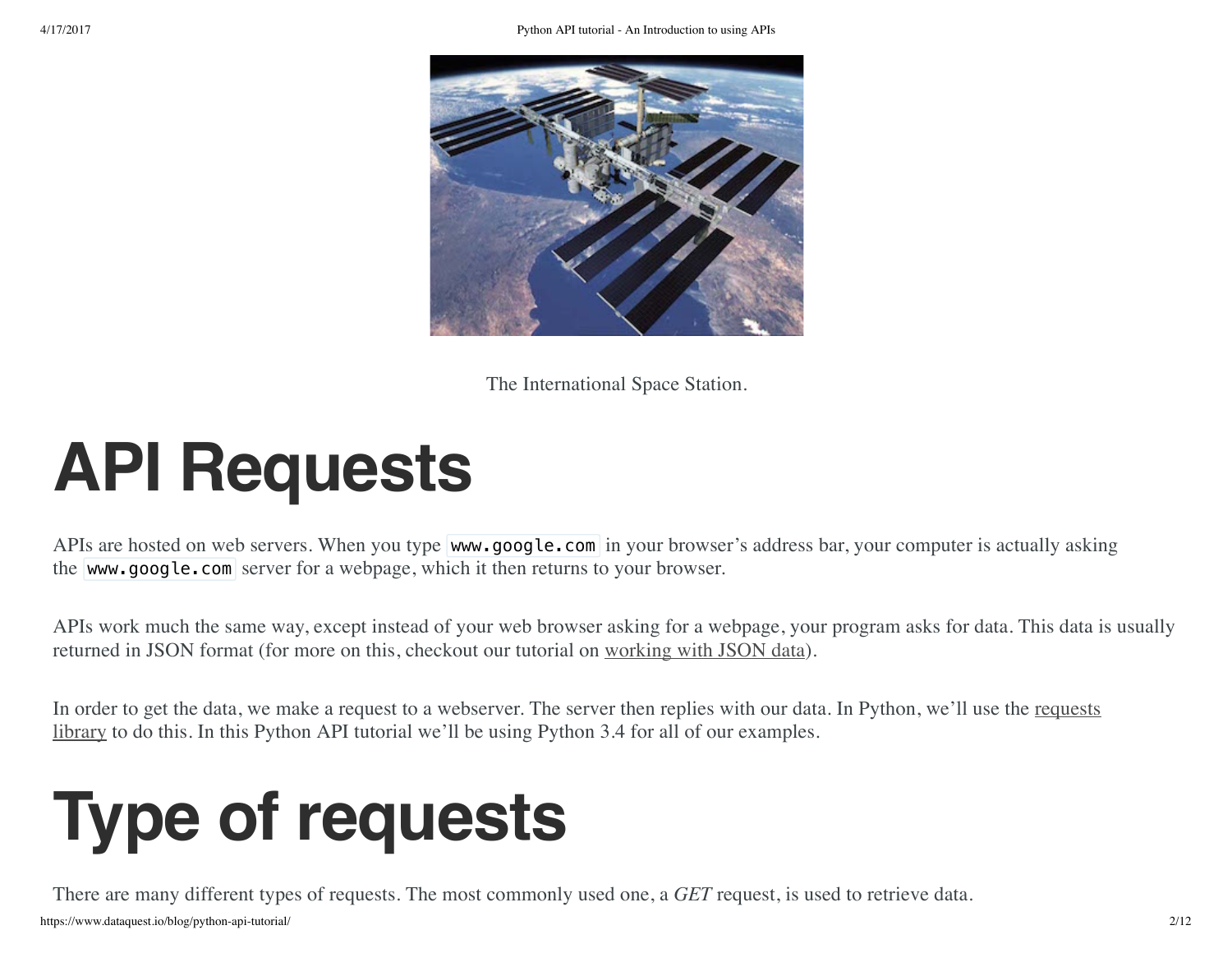The International Space Station.

# API Requests

APIs are hosted on web servers. When you type `www.google.com` in your browser's address bar, your computer is actually asking the `www.google.com` server for a webpage, which it then returns to your browser.

APIs work much the same way, except instead of your web browser asking for a webpage, your program asks for data. This data is usually returned in JSON format (for more on this, checkout our tutorial on working with JSON data).

In order to get the data, we make a request to a webserver. The server then replies with our data. In Python, we'll use the requests library to do this. In this Python API tutorial we'll be using Python 3.4 for all of our examples.

# Type of requests

There are many different types of requests. The most commonly used one, a *GET* request, is used to retrieve data.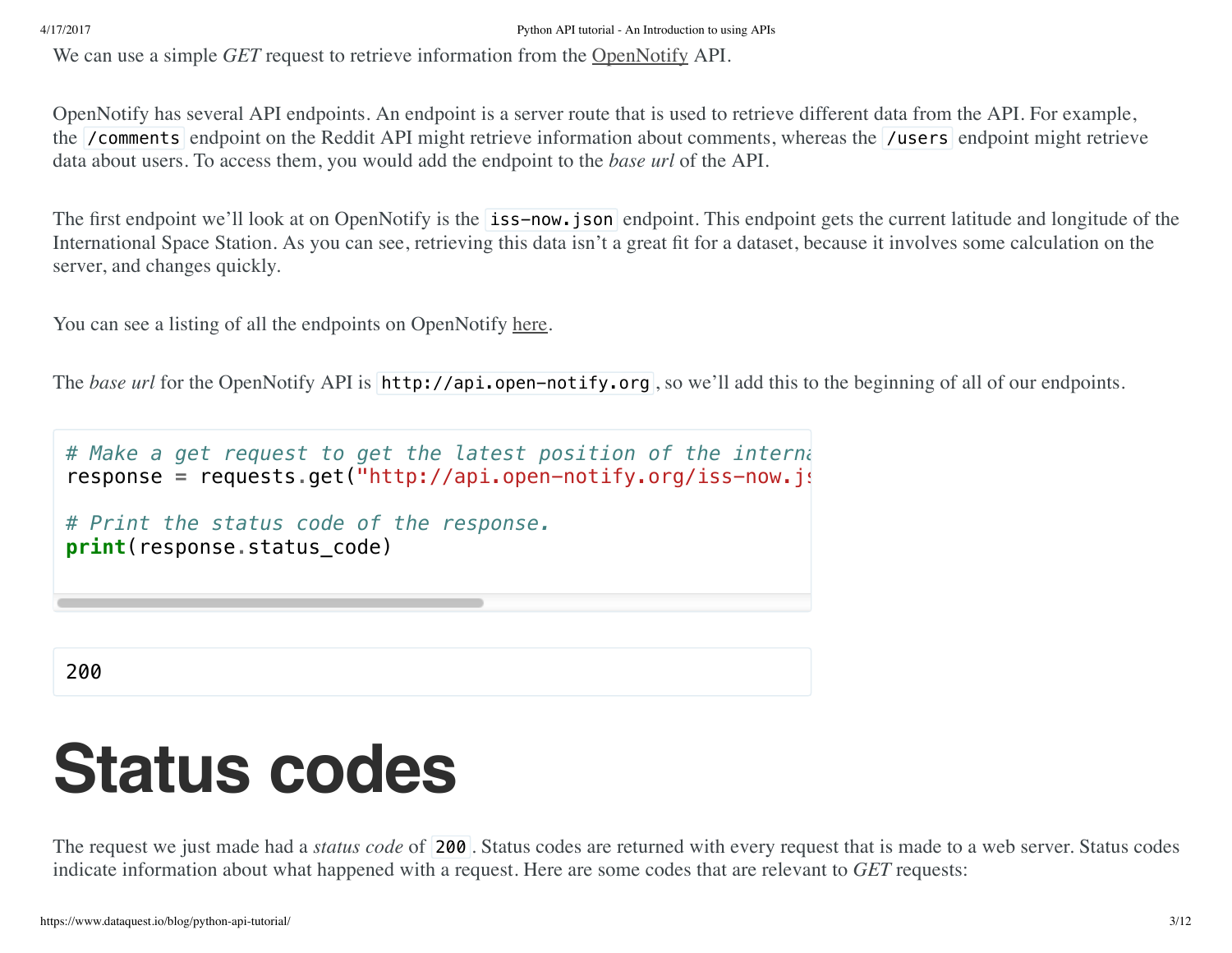We can use a simple *GET* request to retrieve information from the OpenNotify API.

OpenNotify has several API endpoints. An endpoint is a server route that is used to retrieve different data from the API. For example, the `/comments` endpoint on the Reddit API might retrieve information about comments, whereas the `/users` endpoint might retrieve data about users. To access them, you would add the endpoint to the *base url* of the API.

The first endpoint we'll look at on OpenNotify is the `iss-now.json` endpoint. This endpoint gets the current latitude and longitude of the International Space Station. As you can see, retrieving this data isn't a great fit for a dataset, because it involves some calculation on the server, and changes quickly.

You can see a listing of all the endpoints on OpenNotify here.

The *base url* for the OpenNotify API is `http://api.open-notify.org`, so we'll add this to the beginning of all of our endpoints.

```
# Make a get request to get the latest position of the interna
response = requests.get("http://api.open-notify.org/iss-now.js

# Print the status code of the response.
print(response.status_code)
```

```
200
```

# Status codes

The request we just made had a *status code* of `200`. Status codes are returned with every request that is made to a web server. Status codes indicate information about what happened with a request. Here are some codes that are relevant to *GET* requests: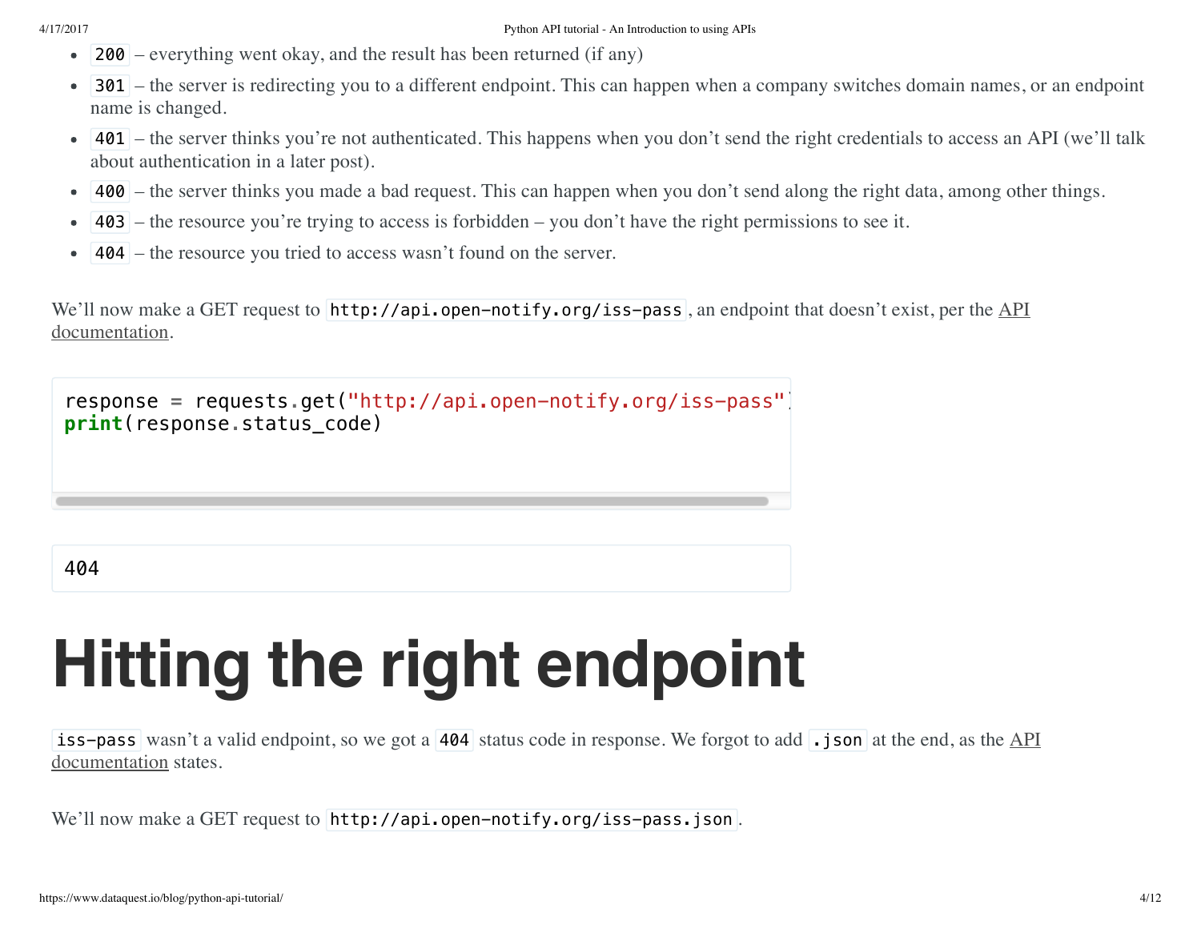- `200` – everything went okay, and the result has been returned (if any)
- `301` – the server is redirecting you to a different endpoint. This can happen when a company switches domain names, or an endpoint name is changed.
- `401` – the server thinks you're not authenticated. This happens when you don't send the right credentials to access an API (we'll talk about authentication in a later post).
- `400` – the server thinks you made a bad request. This can happen when you don't send along the right data, among other things.
- `403` – the resource you're trying to access is forbidden – you don't have the right permissions to see it.
- `404` – the resource you tried to access wasn't found on the server.

We'll now make a GET request to `http://api.open-notify.org/iss-pass`, an endpoint that doesn't exist, per the API documentation.

```
response = requests.get("http://api.open-notify.org/iss-pass")
print(response.status_code)
```

```
404
```

# Hitting the right endpoint

`iss-pass` wasn't a valid endpoint, so we got a `404` status code in response. We forgot to add `.json` at the end, as the API documentation states.

We'll now make a GET request to `http://api.open-notify.org/iss-pass.json`.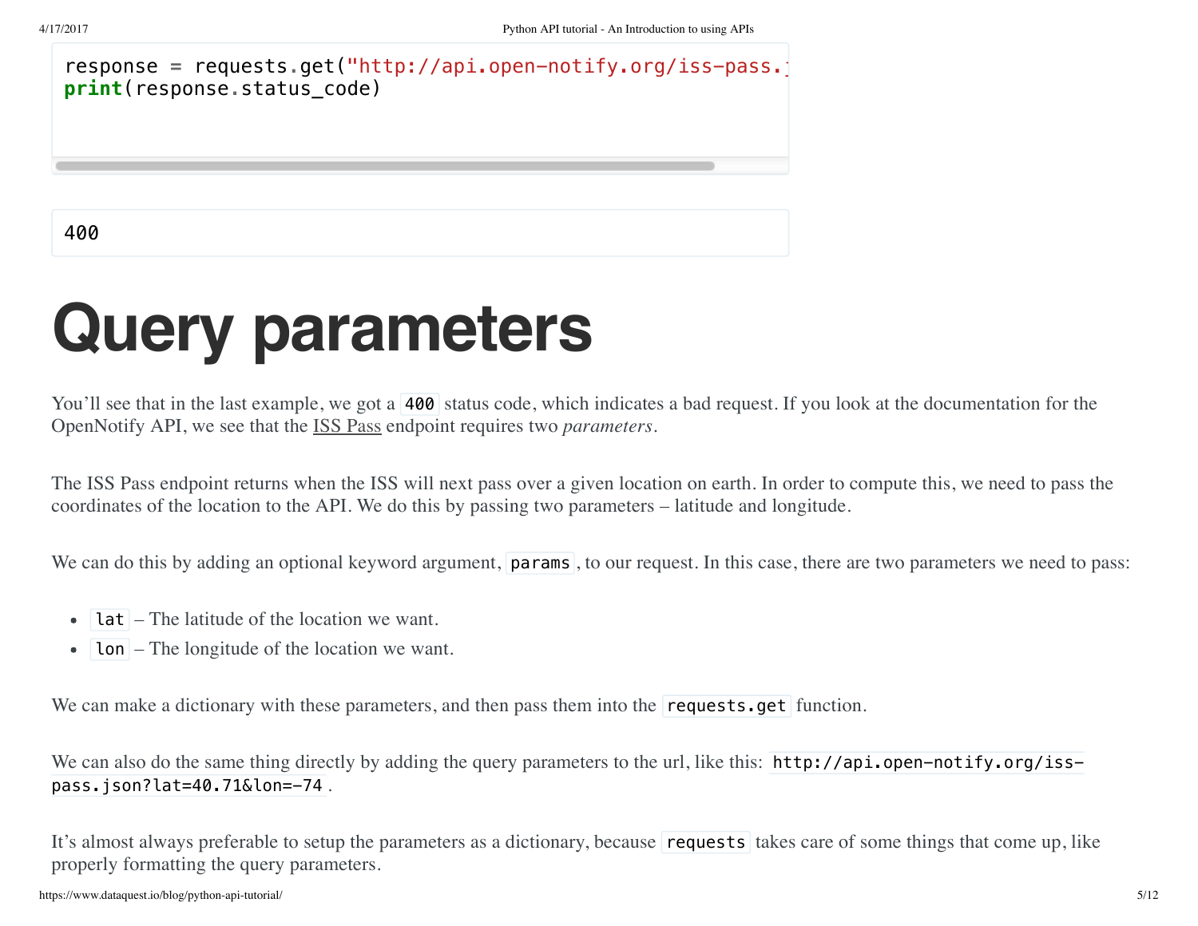```
response = requests.get("http://api.open-notify.org/iss-pass.j
print(response.status_code)
```

```
400
```

# Query parameters

You'll see that in the last example, we got a `400` status code, which indicates a bad request. If you look at the documentation for the OpenNotify API, we see that the ISS Pass endpoint requires two *parameters*.

The ISS Pass endpoint returns when the ISS will next pass over a given location on earth. In order to compute this, we need to pass the coordinates of the location to the API. We do this by passing two parameters – latitude and longitude.

We can do this by adding an optional keyword argument, `params`, to our request. In this case, there are two parameters we need to pass:

- `lat` – The latitude of the location we want.
- `lon` – The longitude of the location we want.

We can make a dictionary with these parameters, and then pass them into the `requests.get` function.

We can also do the same thing directly by adding the query parameters to the url, like this: `http://api.open-notify.org/iss-pass.json?lat=40.71&lon=-74`.

It's almost always preferable to setup the parameters as a dictionary, because `requests` takes care of some things that come up, like properly formatting the query parameters.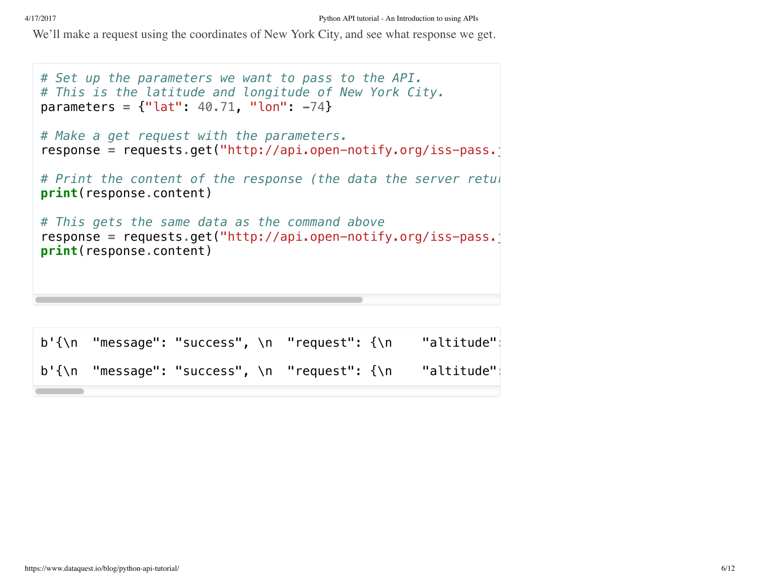We'll make a request using the coordinates of New York City, and see what response we get.

```
# Set up the parameters we want to pass to the API.
# This is the latitude and longitude of New York City.
parameters = {"lat": 40.71, "lon": -74}

# Make a get request with the parameters.
response = requests.get("http://api.open-notify.org/iss-pass.j

# Print the content of the response (the data the server retur
print(response.content)

# This gets the same data as the command above
response = requests.get("http://api.open-notify.org/iss-pass.j
print(response.content)
```

```
b'{\n  "message": "success", \n  "request": {\n    "altitude":

b'{\n  "message": "success", \n  "request": {\n    "altitude":
```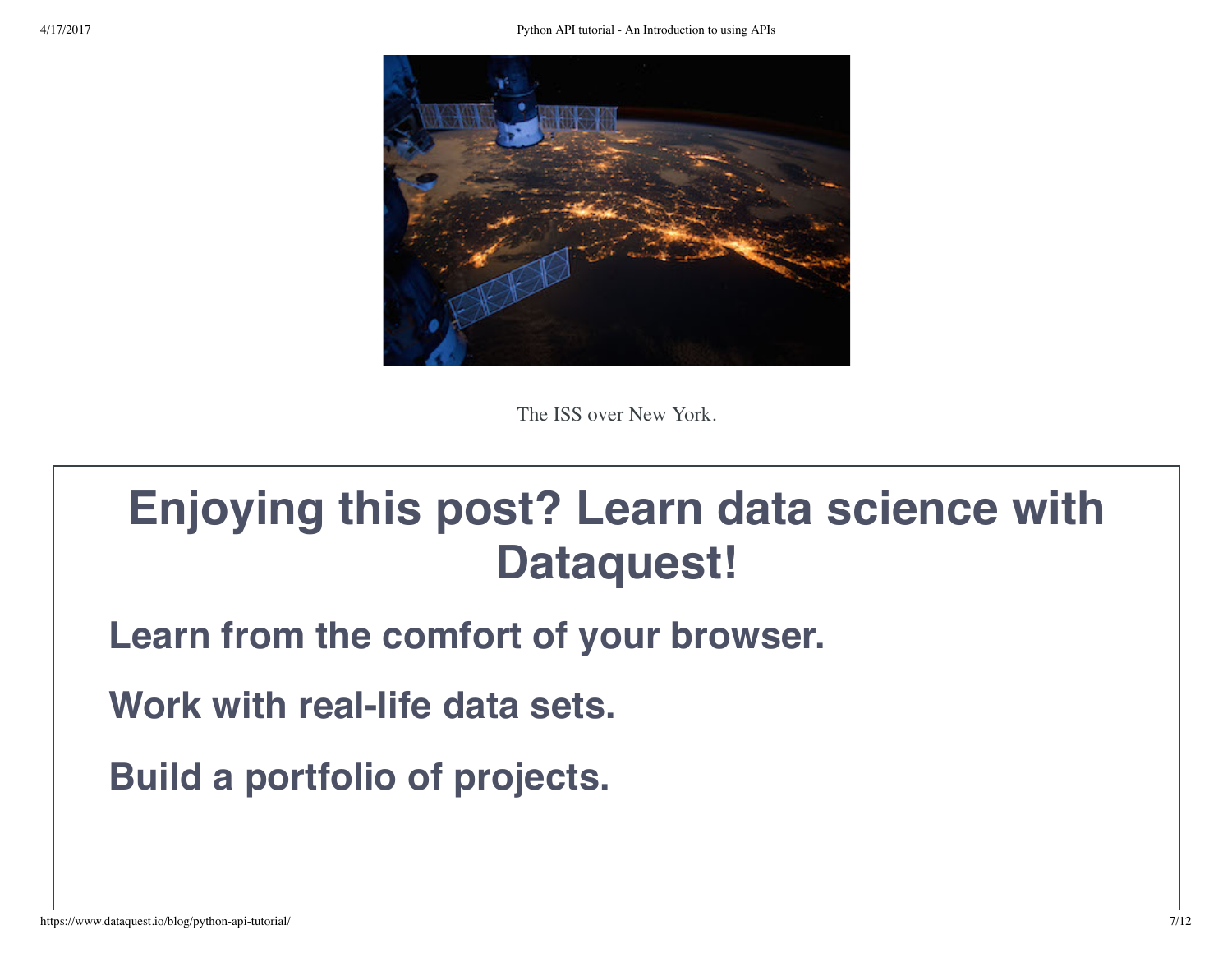The ISS over New York.

# Enjoying this post? Learn data science with Dataquest!

## Learn from the comfort of your browser.

## Work with real-life data sets.

## Build a portfolio of projects.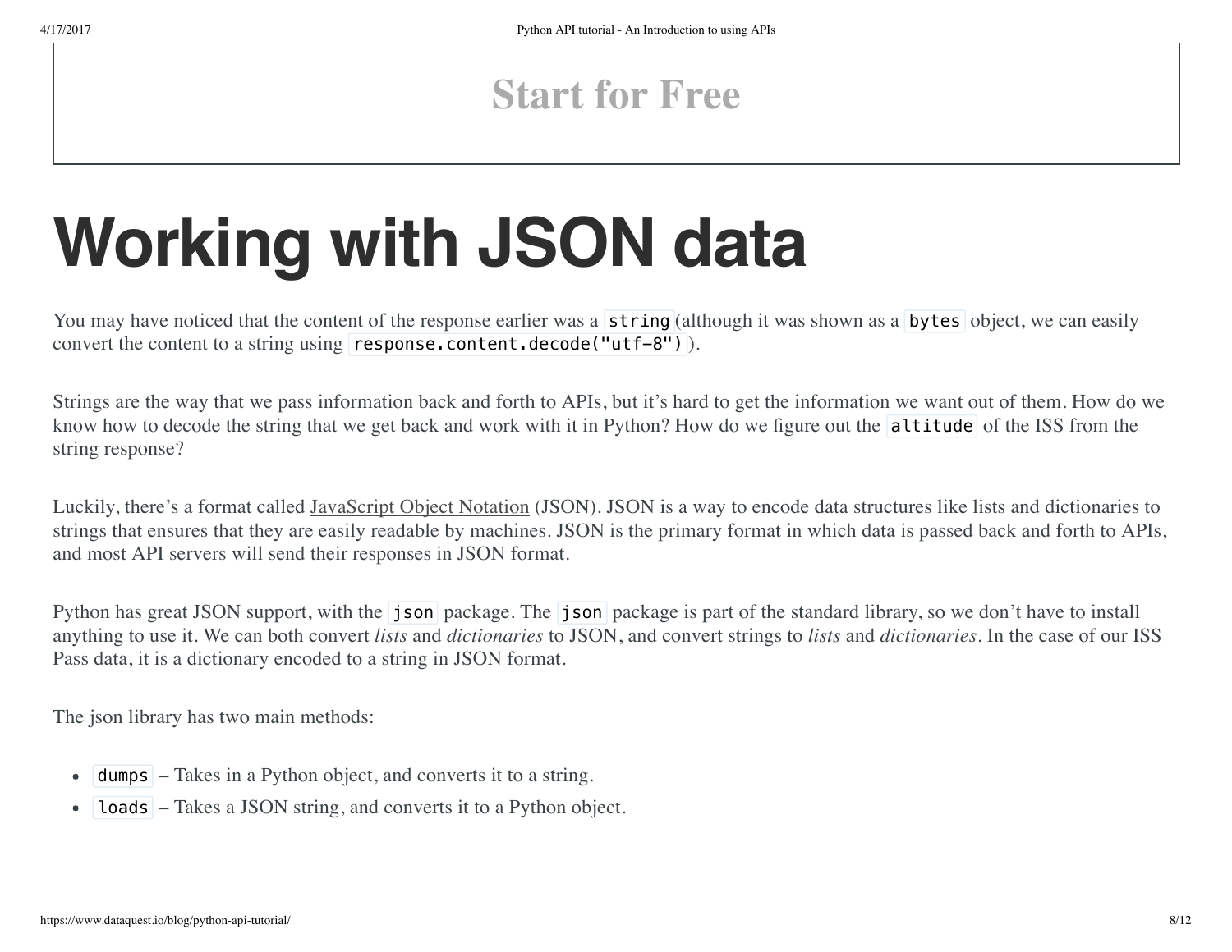Start for Free

# Working with JSON data

You may have noticed that the content of the response earlier was a `string`(although it was shown as a `bytes` object, we can easily convert the content to a string using `response.content.decode("utf-8")`).

Strings are the way that we pass information back and forth to APIs, but it's hard to get the information we want out of them. How do we know how to decode the string that we get back and work with it in Python? How do we figure out the `altitude` of the ISS from the string response?

Luckily, there's a format called JavaScript Object Notation (JSON). JSON is a way to encode data structures like lists and dictionaries to strings that ensures that they are easily readable by machines. JSON is the primary format in which data is passed back and forth to APIs, and most API servers will send their responses in JSON format.

Python has great JSON support, with the `json` package. The `json` package is part of the standard library, so we don't have to install anything to use it. We can both convert *lists* and *dictionaries* to JSON, and convert strings to *lists* and *dictionaries*. In the case of our ISS Pass data, it is a dictionary encoded to a string in JSON format.

The json library has two main methods:

- `dumps` – Takes in a Python object, and converts it to a string.
- `loads` – Takes a JSON string, and converts it to a Python object.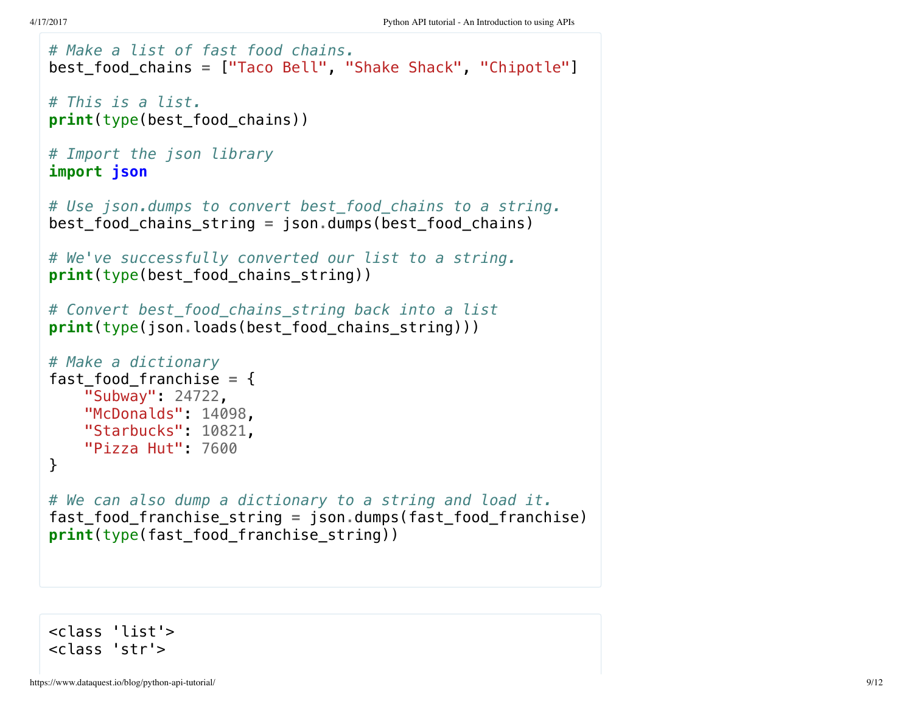```python
# Make a list of fast food chains.
best_food_chains = ["Taco Bell", "Shake Shack", "Chipotle"]

# This is a list.
print(type(best_food_chains))

# Import the json library
import json

# Use json.dumps to convert best_food_chains to a string.
best_food_chains_string = json.dumps(best_food_chains)

# We've successfully converted our list to a string.
print(type(best_food_chains_string))

# Convert best_food_chains_string back into a list
print(type(json.loads(best_food_chains_string)))

# Make a dictionary
fast_food_franchise = {
    "Subway": 24722,
    "McDonalds": 14098,
    "Starbucks": 10821,
    "Pizza Hut": 7600
}

# We can also dump a dictionary to a string and load it.
fast_food_franchise_string = json.dumps(fast_food_franchise)
print(type(fast_food_franchise_string))
```

```
<class 'list'>
<class 'str'>
```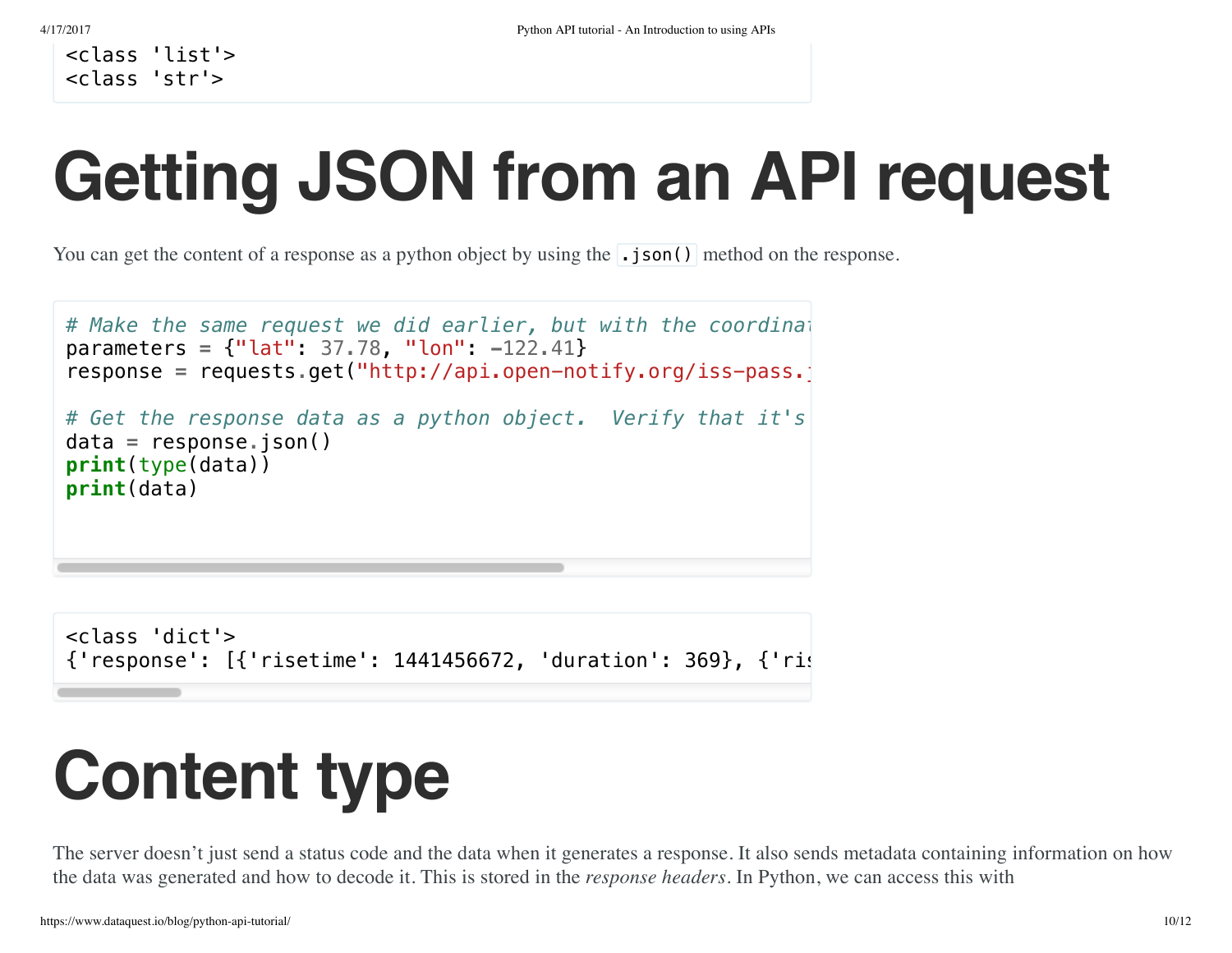```
<class 'list'>
<class 'str'>
```

# Getting JSON from an API request

You can get the content of a response as a python object by using the `.json()` method on the response.

```
# Make the same request we did earlier, but with the coordinat
parameters = {"lat": 37.78, "lon": -122.41}
response = requests.get("http://api.open-notify.org/iss-pass.j

# Get the response data as a python object.  Verify that it's
data = response.json()
print(type(data))
print(data)
```

```
<class 'dict'>
{'response': [{'risetime': 1441456672, 'duration': 369}, {'ris
```

# Content type

The server doesn't just send a status code and the data when it generates a response. It also sends metadata containing information on how the data was generated and how to decode it. This is stored in the *response headers*. In Python, we can access this with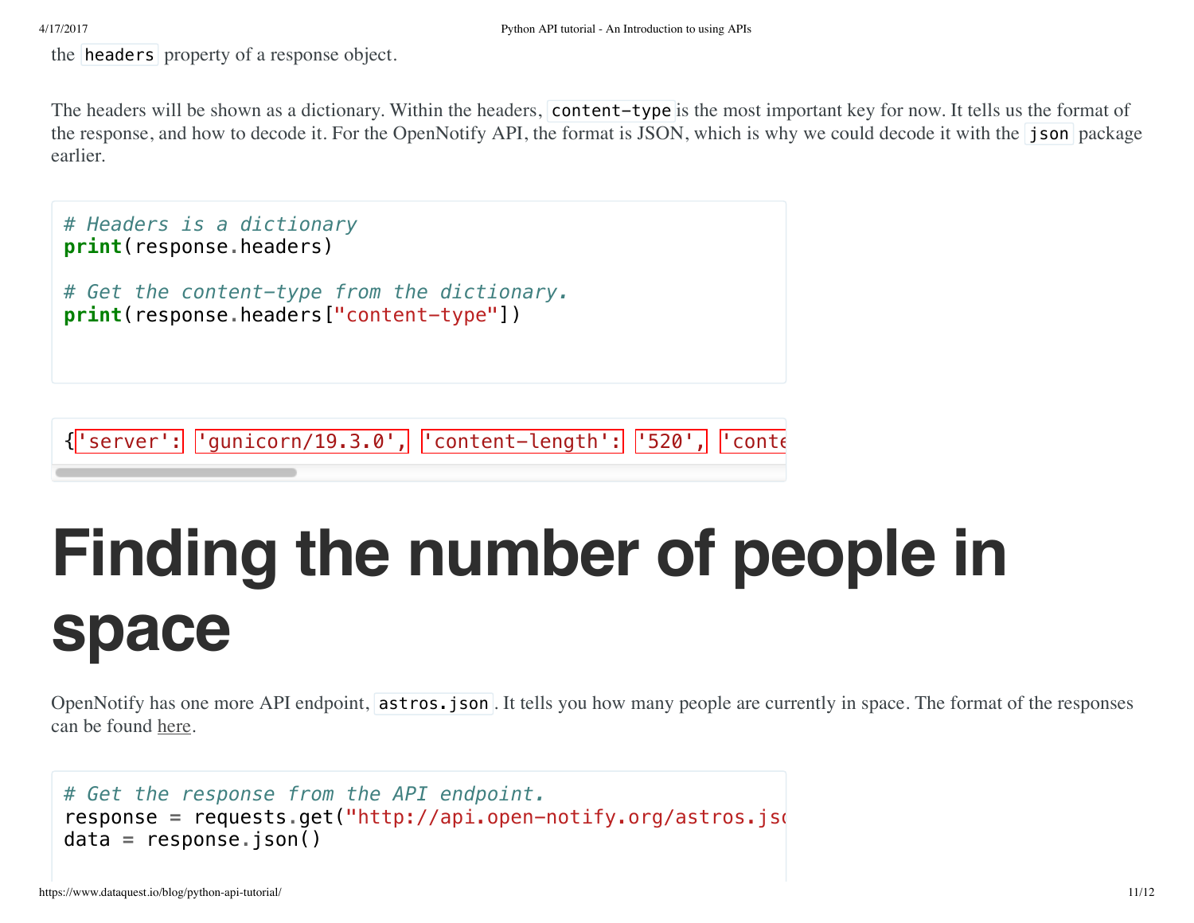the `headers` property of a response object.

The headers will be shown as a dictionary. Within the headers, `content-type` is the most important key for now. It tells us the format of the response, and how to decode it. For the OpenNotify API, the format is JSON, which is why we could decode it with the `json` package earlier.

```
# Headers is a dictionary
print(response.headers)

# Get the content-type from the dictionary.
print(response.headers["content-type"])
```

```
{'server': 'gunicorn/19.3.0', 'content-length': '520', 'conte
```

# Finding the number of people in space

OpenNotify has one more API endpoint, `astros.json`. It tells you how many people are currently in space. The format of the responses can be found here.

```
# Get the response from the API endpoint.
response = requests.get("http://api.open-notify.org/astros.jso
data = response.json()
```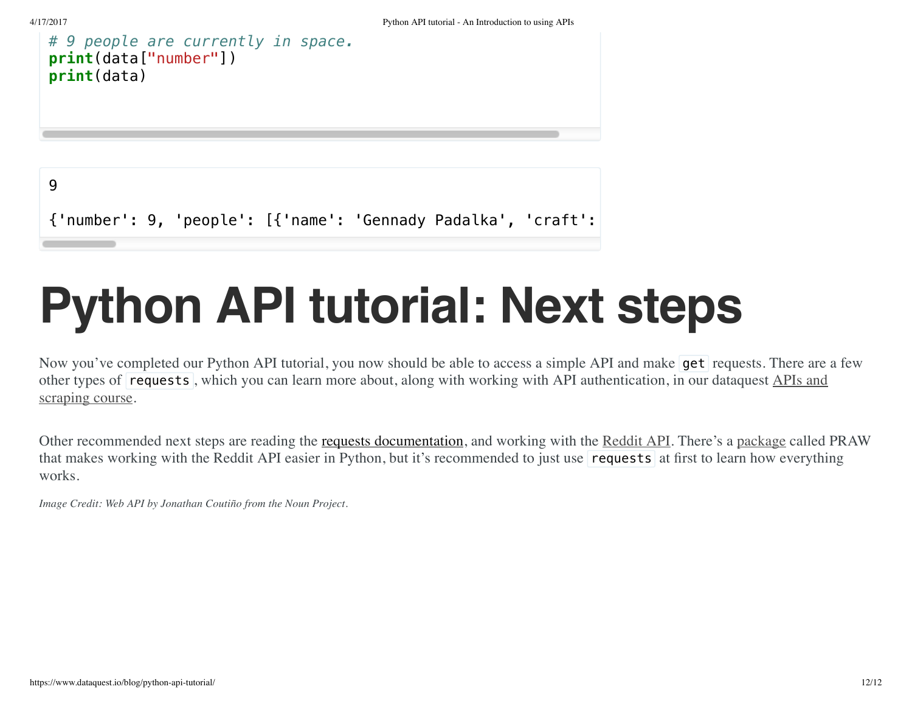```python
# 9 people are currently in space.
print(data["number"])
print(data)
```

```
9

{'number': 9, 'people': [{'name': 'Gennady Padalka', 'craft':
```

# Python API tutorial: Next steps

Now you've completed our Python API tutorial, you now should be able to access a simple API and make `get` requests. There are a few other types of `requests`, which you can learn more about, along with working with API authentication, in our dataquest APIs and scraping course.

Other recommended next steps are reading the requests documentation, and working with the Reddit API. There's a package called PRAW that makes working with the Reddit API easier in Python, but it's recommended to just use `requests` at first to learn how everything works.

*Image Credit: Web API by Jonathan Coutiño from the Noun Project.*